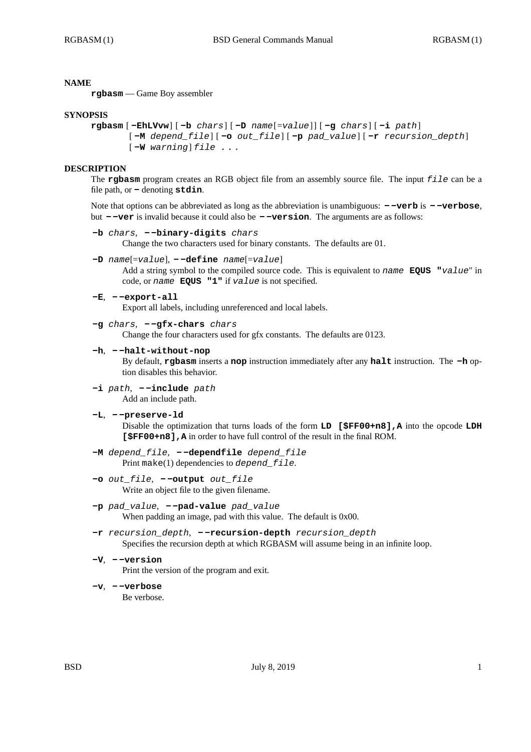## NAME

**rgbasm** — Game Boy assembler

## SYNOPSIS

**rgbasm** [**−EhLVvw**] [**−b** *chars*] [**−D** *name*[=*value*]] [**−g** *chars*] [**−i** *path*] [**−M** *depend_file*] [**−o** *out_file*] [**−p** *pad_value*] [**−r** *recursion_depth*] [**−W** *warning*] *file ...*

## DESCRIPTION

The **rgbasm** program creates an RGB object file from an assembly source file. The input *file* can be a file path, or **−** denoting **stdin**.

Note that options can be abbreviated as long as the abbreviation is unambiguous: **−−verb** is **−−verbose**, but **−−ver** is invalid because it could also be **−−version**. The arguments are as follows:

**−b** *chars*, **−−binary-digits** *chars*
: Change the two characters used for binary constants. The defaults are 01.

**−D** *name*[=*value*], **−−define** *name*[=*value*]
: Add a string symbol to the compiled source code. This is equivalent to *name* **EQUS "***value*" in code, or *name* **EQUS "1"** if *value* is not specified.

**−E**, **−−export-all**
: Export all labels, including unreferenced and local labels.

**−g** *chars*, **−−gfx-chars** *chars*
: Change the four characters used for gfx constants. The defaults are 0123.

**−h**, **−−halt-without-nop**
: By default, **rgbasm** inserts a **nop** instruction immediately after any **halt** instruction. The **−h** option disables this behavior.

**−i** *path*, **−−include** *path*
: Add an include path.

**−L**, **−−preserve-ld**
: Disable the optimization that turns loads of the form **LD [$FF00+n8],A** into the opcode **LDH [$FF00+n8],A** in order to have full control of the result in the final ROM.

**−M** *depend_file*, **−−dependfile** *depend_file*
: Print make(1) dependencies to *depend_file*.

**−o** *out_file*, **−−output** *out_file*
: Write an object file to the given filename.

**−p** *pad_value*, **−−pad-value** *pad_value*
: When padding an image, pad with this value. The default is 0x00.

**−r** *recursion_depth*, **−−recursion-depth** *recursion_depth*
: Specifies the recursion depth at which RGBASM will assume being in an infinite loop.

**−V**, **−−version**
: Print the version of the program and exit.

**−v**, **−−verbose**
: Be verbose.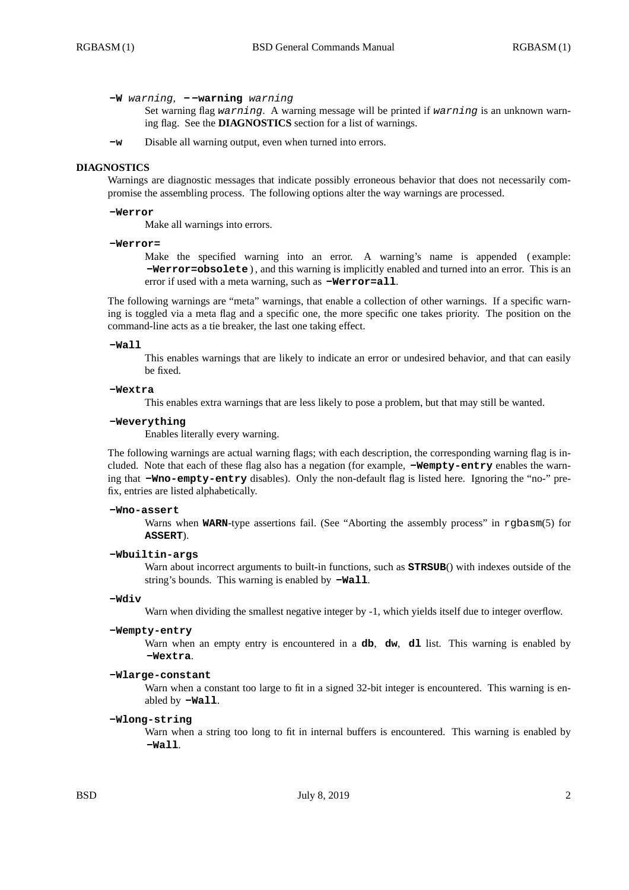**-W** *warning*, **--warning** *warning*

Set warning flag *warning*. A warning message will be printed if *warning* is an unknown warning flag. See the **DIAGNOSTICS** section for a list of warnings.

**-w**

Disable all warning output, even when turned into errors.

## DIAGNOSTICS

Warnings are diagnostic messages that indicate possibly erroneous behavior that does not necessarily compromise the assembling process. The following options alter the way warnings are processed.

**-Werror**

Make all warnings into errors.

**-Werror=**

Make the specified warning into an error. A warning's name is appended (example: **-Werror=obsolete**), and this warning is implicitly enabled and turned into an error. This is an error if used with a meta warning, such as **-Werror=all**.

The following warnings are "meta" warnings, that enable a collection of other warnings. If a specific warning is toggled via a meta flag and a specific one, the more specific one takes priority. The position on the command-line acts as a tie breaker, the last one taking effect.

**-Wall**

This enables warnings that are likely to indicate an error or undesired behavior, and that can easily be fixed.

**-Wextra**

This enables extra warnings that are less likely to pose a problem, but that may still be wanted.

**-Weverything**

Enables literally every warning.

The following warnings are actual warning flags; with each description, the corresponding warning flag is included. Note that each of these flag also has a negation (for example, **-Wempty-entry** enables the warning that **-Wno-empty-entry** disables). Only the non-default flag is listed here. Ignoring the "no-" prefix, entries are listed alphabetically.

**-Wno-assert**

Warns when **WARN**-type assertions fail. (See "Aborting the assembly process" in rgbasm(5) for **ASSERT**).

**-Wbuiltin-args**

Warn about incorrect arguments to built-in functions, such as **STRSUB**() with indexes outside of the string's bounds. This warning is enabled by **-Wall**.

**-Wdiv**

Warn when dividing the smallest negative integer by -1, which yields itself due to integer overflow.

**-Wempty-entry**

Warn when an empty entry is encountered in a **db**, **dw**, **dl** list. This warning is enabled by **-Wextra**.

**-Wlarge-constant**

Warn when a constant too large to fit in a signed 32-bit integer is encountered. This warning is enabled by **-Wall**.

**-Wlong-string**

Warn when a string too long to fit in internal buffers is encountered. This warning is enabled by **-Wall**.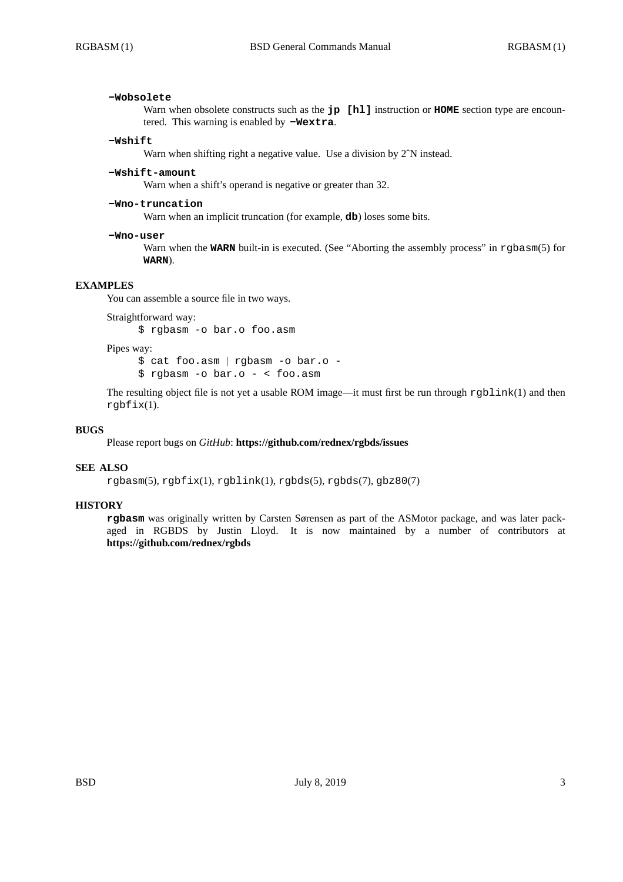**−Wobsolete**
Warn when obsolete constructs such as the **jp [hl]** instruction or **HOME** section type are encountered. This warning is enabled by **−Wextra**.

**−Wshift**
Warn when shifting right a negative value. Use a division by 2^N instead.

**−Wshift-amount**
Warn when a shift's operand is negative or greater than 32.

**−Wno-truncation**
Warn when an implicit truncation (for example, **db**) loses some bits.

**−Wno-user**
Warn when the **WARN** built-in is executed. (See "Aborting the assembly process" in rgbasm(5) for **WARN**).

## EXAMPLES

You can assemble a source file in two ways.

Straightforward way:

```
$ rgbasm -o bar.o foo.asm
```

Pipes way:

```
$ cat foo.asm | rgbasm -o bar.o -
$ rgbasm -o bar.o - < foo.asm
```

The resulting object file is not yet a usable ROM image—it must first be run through rgblink(1) and then rgbfix(1).

## BUGS

Please report bugs on *GitHub*: **https://github.com/rednex/rgbds/issues**

## SEE ALSO

rgbasm(5), rgbfix(1), rgblink(1), rgbds(5), rgbds(7), gbz80(7)

## HISTORY

**rgbasm** was originally written by Carsten Sørensen as part of the ASMotor package, and was later packaged in RGBDS by Justin Lloyd. It is now maintained by a number of contributors at **https://github.com/rednex/rgbds**